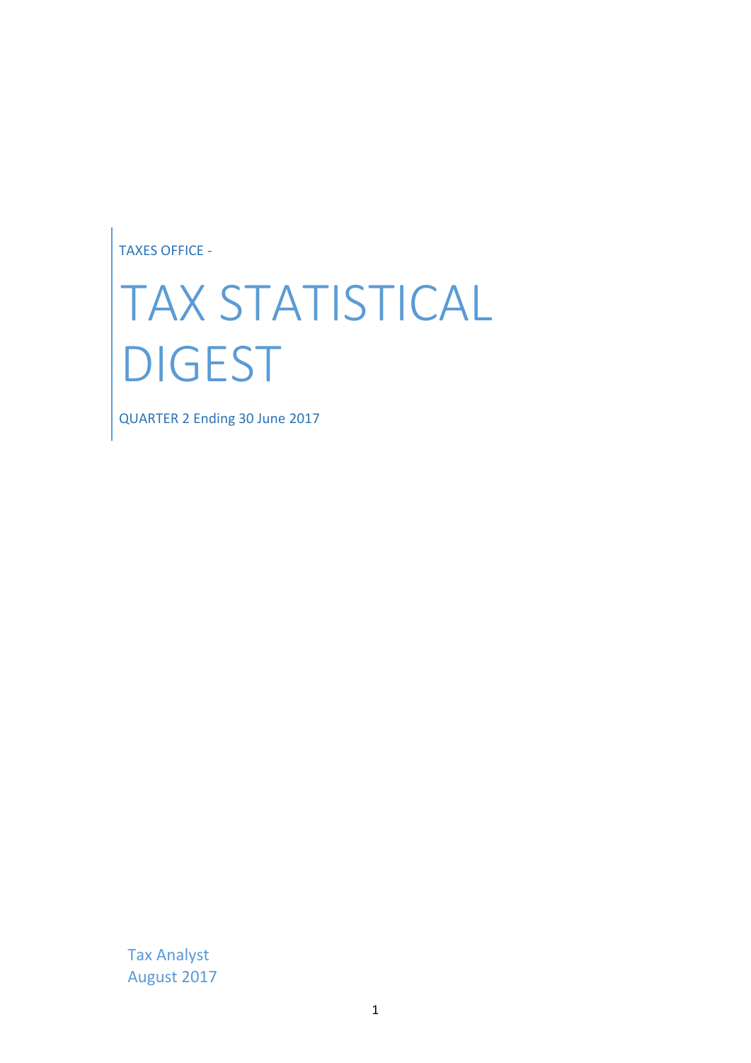TAXES OFFICE -

# TAX STATISTICAL DIGEST

QUARTER 2 Ending 30 June 2017

Tax Analyst
August 2017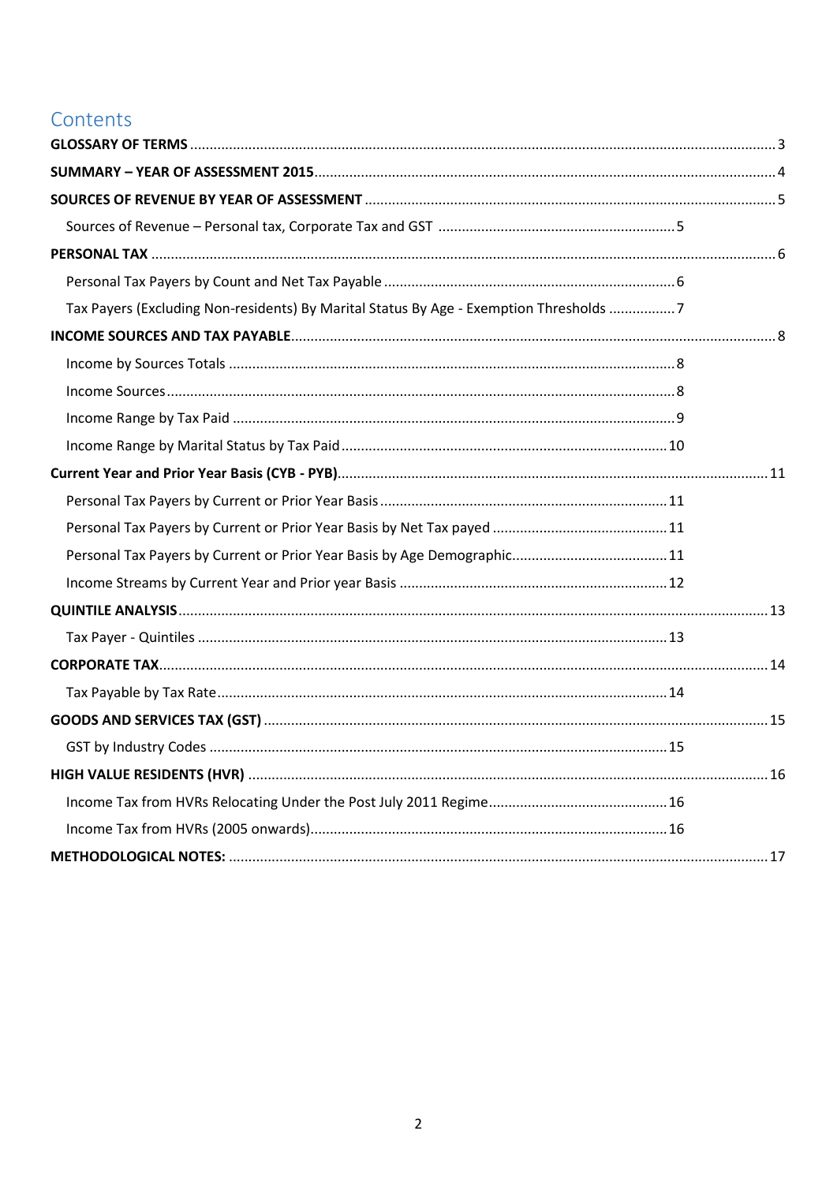# Contents

**GLOSSARY OF TERMS** .......... 3

**SUMMARY – YEAR OF ASSESSMENT 2015** .......... 4

**SOURCES OF REVENUE BY YEAR OF ASSESSMENT** .......... 5

- Sources of Revenue – Personal tax, Corporate Tax and GST .......... 5

**PERSONAL TAX** .......... 6

- Personal Tax Payers by Count and Net Tax Payable .......... 6
- Tax Payers (Excluding Non-residents) By Marital Status By Age - Exemption Thresholds .......... 7

**INCOME SOURCES AND TAX PAYABLE** .......... 8

- Income by Sources Totals .......... 8
- Income Sources .......... 8
- Income Range by Tax Paid .......... 9
- Income Range by Marital Status by Tax Paid .......... 10

**Current Year and Prior Year Basis (CYB - PYB)** .......... 11

- Personal Tax Payers by Current or Prior Year Basis .......... 11
- Personal Tax Payers by Current or Prior Year Basis by Net Tax payed .......... 11
- Personal Tax Payers by Current or Prior Year Basis by Age Demographic .......... 11
- Income Streams by Current Year and Prior year Basis .......... 12

**QUINTILE ANALYSIS** .......... 13

- Tax Payer - Quintiles .......... 13

**CORPORATE TAX** .......... 14

- Tax Payable by Tax Rate .......... 14

**GOODS AND SERVICES TAX (GST)** .......... 15

- GST by Industry Codes .......... 15

**HIGH VALUE RESIDENTS (HVR)** .......... 16

- Income Tax from HVRs Relocating Under the Post July 2011 Regime .......... 16
- Income Tax from HVRs (2005 onwards) .......... 16

**METHODOLOGICAL NOTES:** .......... 17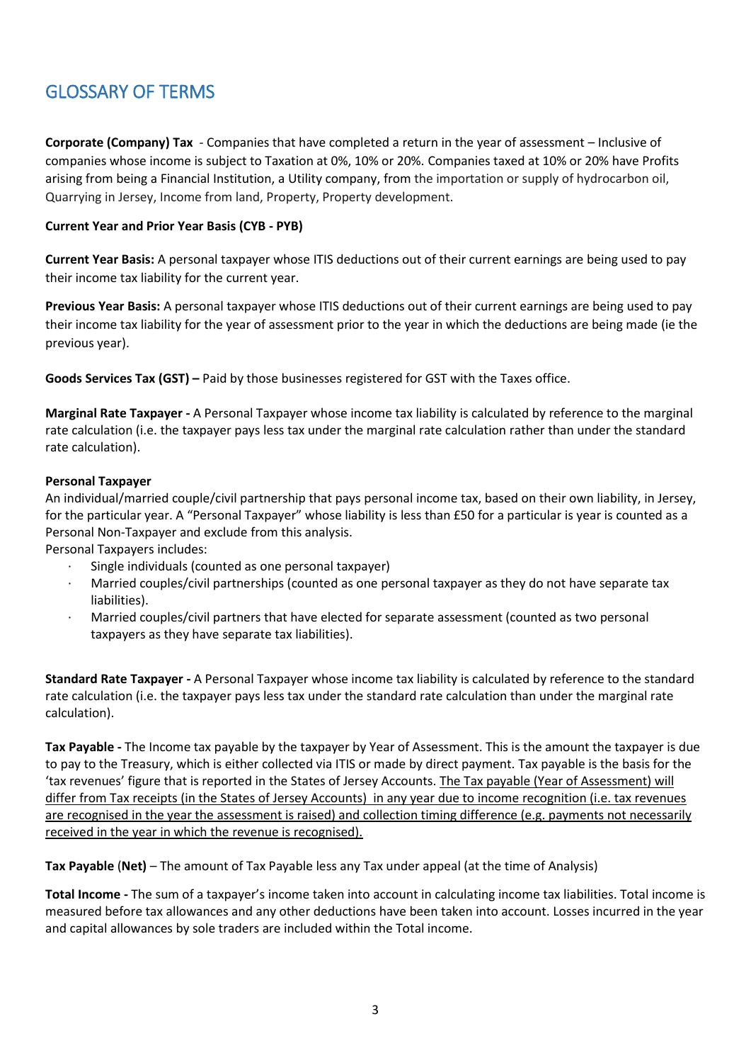# GLOSSARY OF TERMS

**Corporate (Company) Tax** - Companies that have completed a return in the year of assessment – Inclusive of companies whose income is subject to Taxation at 0%, 10% or 20%. Companies taxed at 10% or 20% have Profits arising from being a Financial Institution, a Utility company, from the importation or supply of hydrocarbon oil, Quarrying in Jersey, Income from land, Property, Property development.

**Current Year and Prior Year Basis (CYB - PYB)**

**Current Year Basis:** A personal taxpayer whose ITIS deductions out of their current earnings are being used to pay their income tax liability for the current year.

**Previous Year Basis:** A personal taxpayer whose ITIS deductions out of their current earnings are being used to pay their income tax liability for the year of assessment prior to the year in which the deductions are being made (ie the previous year).

**Goods Services Tax (GST) –** Paid by those businesses registered for GST with the Taxes office.

**Marginal Rate Taxpayer -** A Personal Taxpayer whose income tax liability is calculated by reference to the marginal rate calculation (i.e. the taxpayer pays less tax under the marginal rate calculation rather than under the standard rate calculation).

**Personal Taxpayer**

An individual/married couple/civil partnership that pays personal income tax, based on their own liability, in Jersey, for the particular year. A "Personal Taxpayer" whose liability is less than £50 for a particular is year is counted as a Personal Non-Taxpayer and exclude from this analysis.

Personal Taxpayers includes:

- Single individuals (counted as one personal taxpayer)
- Married couples/civil partnerships (counted as one personal taxpayer as they do not have separate tax liabilities).
- Married couples/civil partners that have elected for separate assessment (counted as two personal taxpayers as they have separate tax liabilities).

**Standard Rate Taxpayer -** A Personal Taxpayer whose income tax liability is calculated by reference to the standard rate calculation (i.e. the taxpayer pays less tax under the standard rate calculation than under the marginal rate calculation).

**Tax Payable -** The Income tax payable by the taxpayer by Year of Assessment. This is the amount the taxpayer is due to pay to the Treasury, which is either collected via ITIS or made by direct payment. Tax payable is the basis for the 'tax revenues' figure that is reported in the States of Jersey Accounts. The Tax payable (Year of Assessment) will differ from Tax receipts (in the States of Jersey Accounts) in any year due to income recognition (i.e. tax revenues are recognised in the year the assessment is raised) and collection timing difference (e.g. payments not necessarily received in the year in which the revenue is recognised).

**Tax Payable (Net)** – The amount of Tax Payable less any Tax under appeal (at the time of Analysis)

**Total Income -** The sum of a taxpayer's income taken into account in calculating income tax liabilities. Total income is measured before tax allowances and any other deductions have been taken into account. Losses incurred in the year and capital allowances by sole traders are included within the Total income.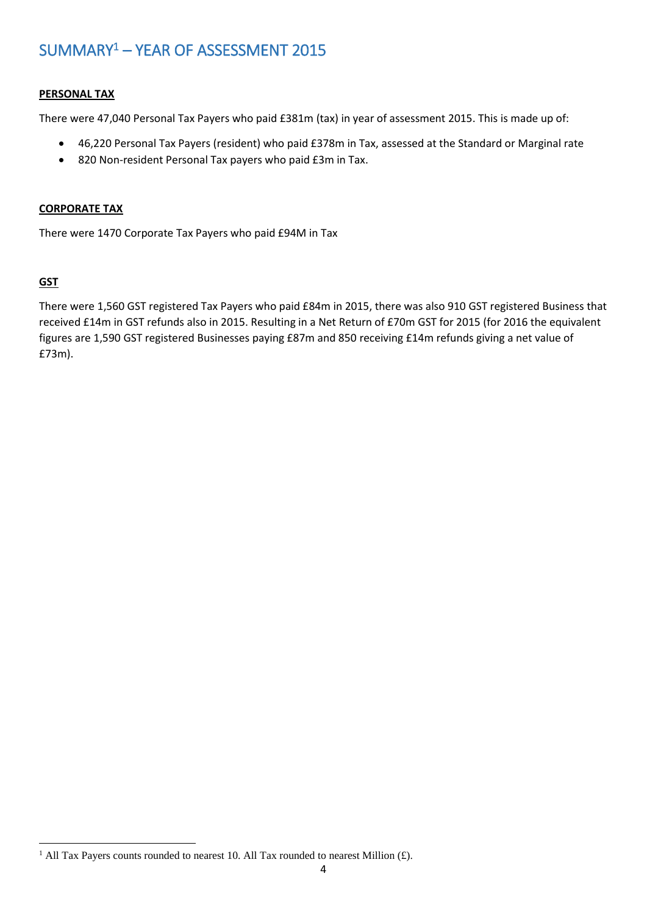# SUMMARY[1] – YEAR OF ASSESSMENT 2015

**PERSONAL TAX**

There were 47,040 Personal Tax Payers who paid £381m (tax) in year of assessment 2015. This is made up of:

- 46,220 Personal Tax Payers (resident) who paid £378m in Tax, assessed at the Standard or Marginal rate
- 820 Non-resident Personal Tax payers who paid £3m in Tax.

**CORPORATE TAX**

There were 1470 Corporate Tax Payers who paid £94M in Tax

**GST**

There were 1,560 GST registered Tax Payers who paid £84m in 2015, there was also 910 GST registered Business that received £14m in GST refunds also in 2015. Resulting in a Net Return of £70m GST for 2015 (for 2016 the equivalent figures are 1,590 GST registered Businesses paying £87m and 850 receiving £14m refunds giving a net value of £73m).

[1] All Tax Payers counts rounded to nearest 10. All Tax rounded to nearest Million (£).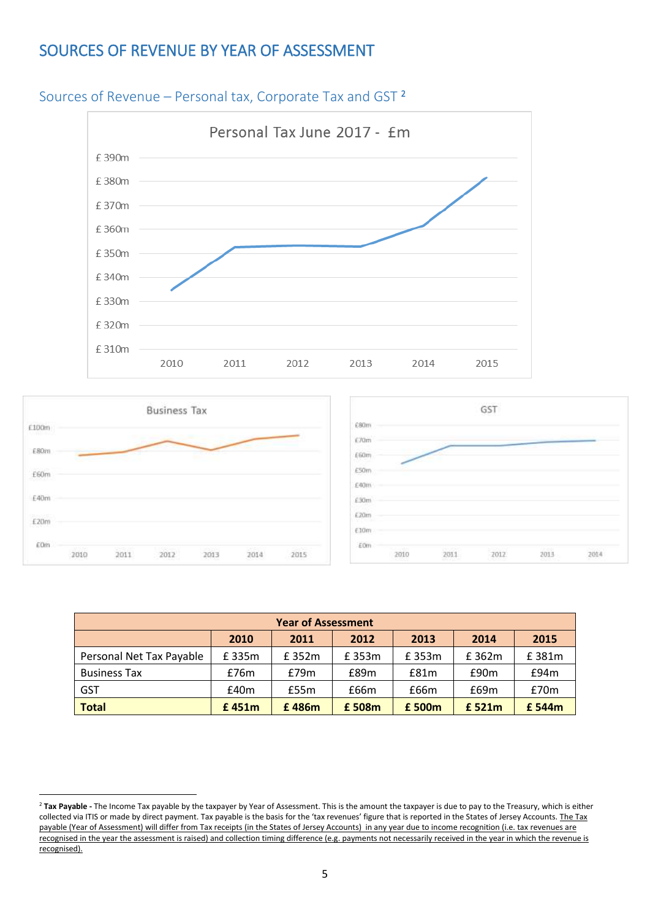# SOURCES OF REVENUE BY YEAR OF ASSESSMENT

## Sources of Revenue – Personal tax, Corporate Tax and GST [2]

| Year of Assessment | | | | | | |
|---|---|---|---|---|---|---|
| | **2010** | **2011** | **2012** | **2013** | **2014** | **2015** |
| Personal Net Tax Payable | £ 335m | £ 352m | £ 353m | £ 353m | £ 362m | £ 381m |
| Business Tax | £76m | £79m | £89m | £81m | £90m | £94m |
| GST | £40m | £55m | £66m | £66m | £69m | £70m |
| **Total** | **£ 451m** | **£ 486m** | **£ 508m** | **£ 500m** | **£ 521m** | **£ 544m** |

---

[2] **Tax Payable -** The Income Tax payable by the taxpayer by Year of Assessment. This is the amount the taxpayer is due to pay to the Treasury, which is either collected via ITIS or made by direct payment. Tax payable is the basis for the 'tax revenues' figure that is reported in the States of Jersey Accounts. The Tax payable (Year of Assessment) will differ from Tax receipts (in the States of Jersey Accounts) in any year due to income recognition (i.e. tax revenues are recognised in the year the assessment is raised) and collection timing difference (e.g. payments not necessarily received in the year in which the revenue is recognised).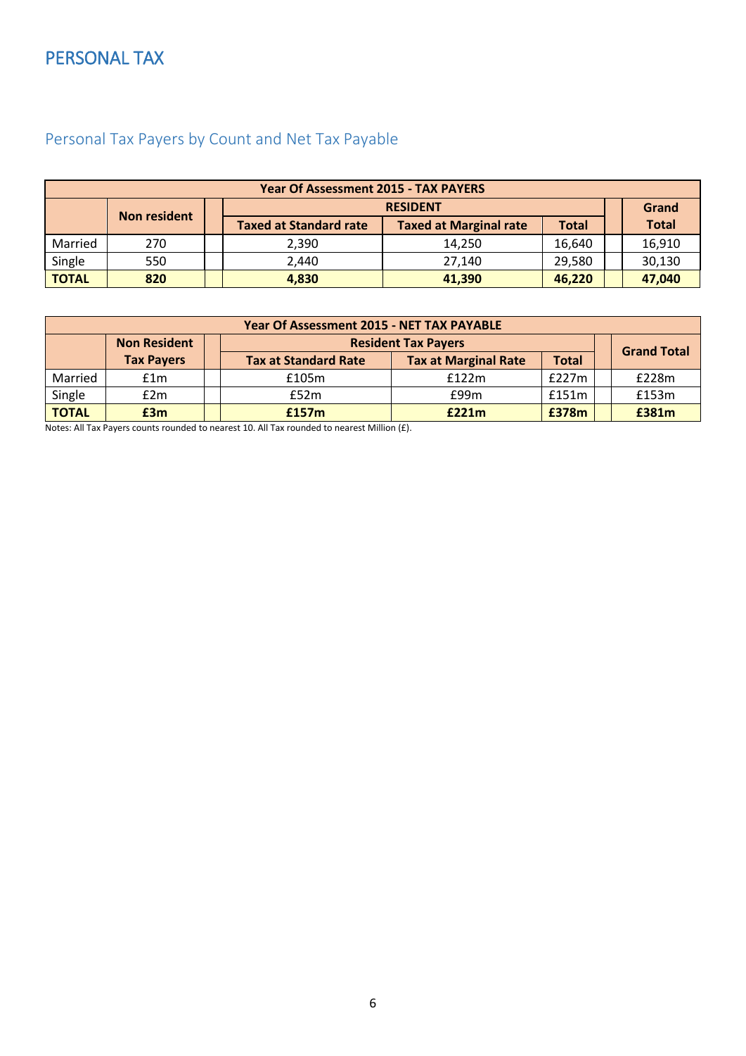# PERSONAL TAX

## Personal Tax Payers by Count and Net Tax Payable

| Year Of Assessment 2015 - TAX PAYERS | | | | | | | |
|---|---|---|---|---|---|---|---|
| | Non resident | | RESIDENT | | | | Grand Total |
| | | | Taxed at Standard rate | Taxed at Marginal rate | Total | | |
| Married | 270 | | 2,390 | 14,250 | 16,640 | | 16,910 |
| Single | 550 | | 2,440 | 27,140 | 29,580 | | 30,130 |
| **TOTAL** | **820** | | **4,830** | **41,390** | **46,220** | | **47,040** |

| Year Of Assessment 2015 - NET TAX PAYABLE | | | | | | | |
|---|---|---|---|---|---|---|---|
| | Non Resident Tax Payers | | Resident Tax Payers | | | | Grand Total |
| | | | Tax at Standard Rate | Tax at Marginal Rate | Total | | |
| Married | £1m | | £105m | £122m | £227m | | £228m |
| Single | £2m | | £52m | £99m | £151m | | £153m |
| **TOTAL** | **£3m** | | **£157m** | **£221m** | **£378m** | | **£381m** |

Notes: All Tax Payers counts rounded to nearest 10. All Tax rounded to nearest Million (£).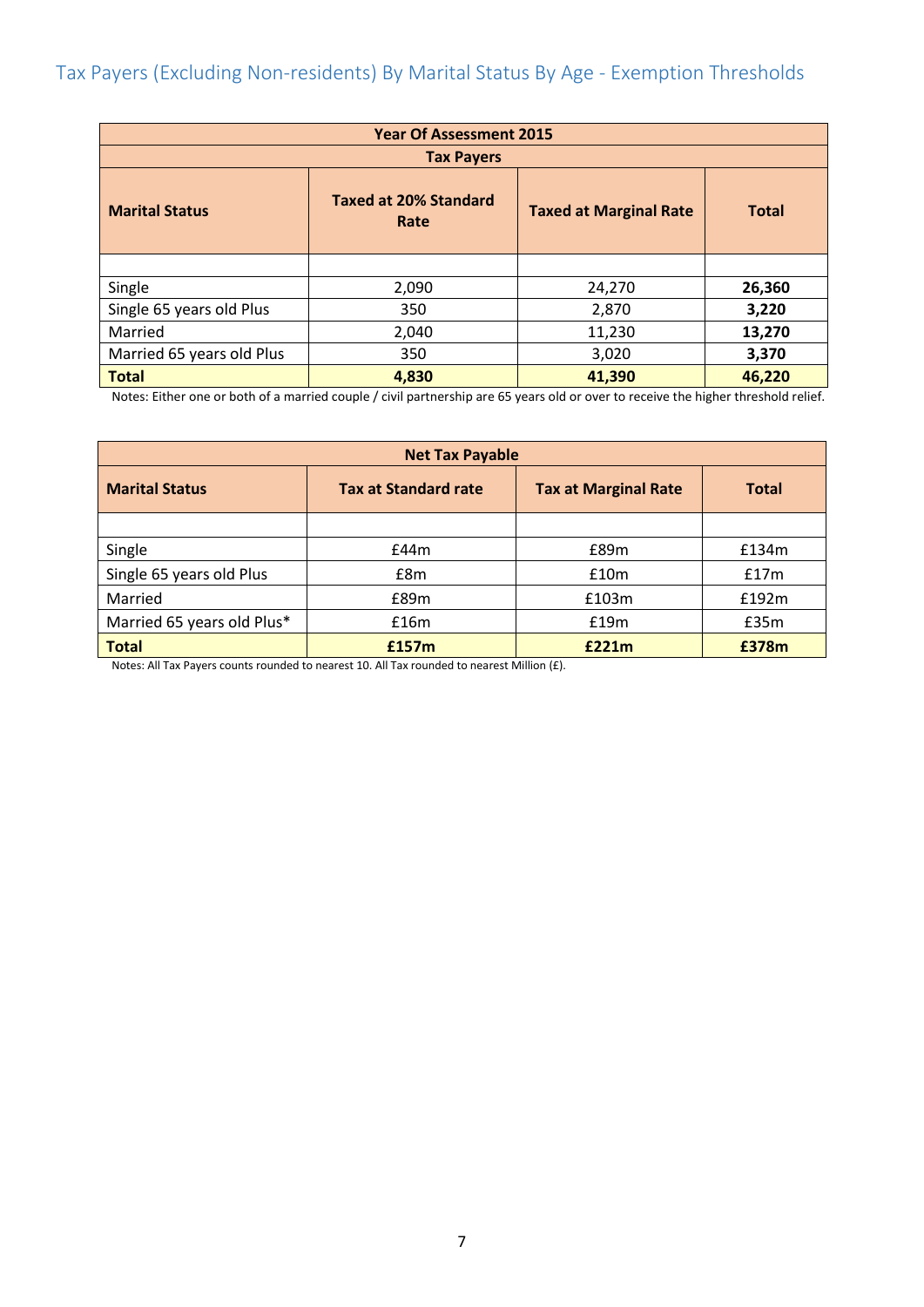## Tax Payers (Excluding Non-residents) By Marital Status By Age - Exemption Thresholds

| Year Of Assessment 2015 | | | |
|---|---|---|---|
| **Tax Payers** | | | |
| **Marital Status** | **Taxed at 20% Standard Rate** | **Taxed at Marginal Rate** | **Total** |
| | | | |
| Single | 2,090 | 24,270 | **26,360** |
| Single 65 years old Plus | 350 | 2,870 | **3,220** |
| Married | 2,040 | 11,230 | **13,270** |
| Married 65 years old Plus | 350 | 3,020 | **3,370** |
| **Total** | **4,830** | **41,390** | **46,220** |

Notes: Either one or both of a married couple / civil partnership are 65 years old or over to receive the higher threshold relief.

| Net Tax Payable | | | |
|---|---|---|---|
| **Marital Status** | **Tax at Standard rate** | **Tax at Marginal Rate** | **Total** |
| | | | |
| Single | £44m | £89m | £134m |
| Single 65 years old Plus | £8m | £10m | £17m |
| Married | £89m | £103m | £192m |
| Married 65 years old Plus* | £16m | £19m | £35m |
| **Total** | **£157m** | **£221m** | **£378m** |

Notes: All Tax Payers counts rounded to nearest 10. All Tax rounded to nearest Million (£).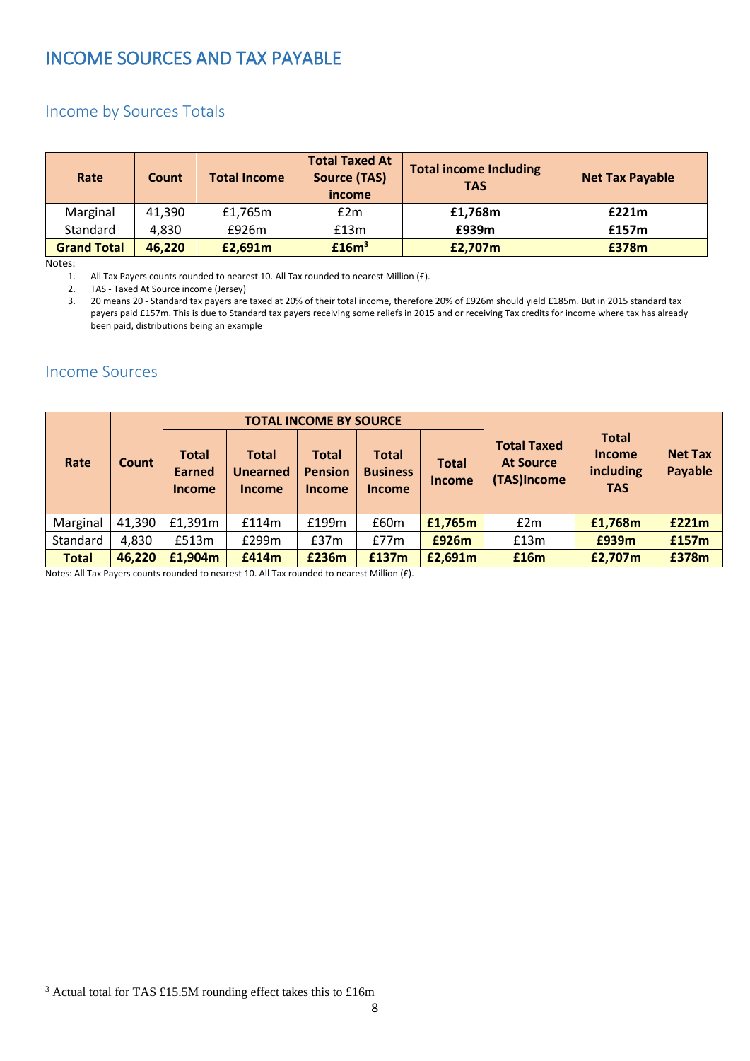# INCOME SOURCES AND TAX PAYABLE

## Income by Sources Totals

| Rate | Count | Total Income | Total Taxed At Source (TAS) income | Total income Including TAS | Net Tax Payable |
|---|---|---|---|---|---|
| Marginal | 41,390 | £1,765m | £2m | **£1,768m** | **£221m** |
| Standard | 4,830 | £926m | £13m | **£939m** | **£157m** |
| **Grand Total** | **46,220** | **£2,691m** | **£16m**[3] | **£2,707m** | **£378m** |

Notes:

1. All Tax Payers counts rounded to nearest 10. All Tax rounded to nearest Million (£).
2. TAS - Taxed At Source income (Jersey)
3. 20 means 20 - Standard tax payers are taxed at 20% of their total income, therefore 20% of £926m should yield £185m. But in 2015 standard tax payers paid £157m. This is due to Standard tax payers receiving some reliefs in 2015 and or receiving Tax credits for income where tax has already been paid, distributions being an example

## Income Sources

| Rate | Count | TOTAL INCOME BY SOURCE | | | | | Total Taxed At Source (TAS)Income | Total Income including TAS | Net Tax Payable |
|---|---|---|---|---|---|---|---|---|---|
| | | Total Earned Income | Total Unearned Income | Total Pension Income | Total Business Income | Total Income | | | |
| Marginal | 41,390 | £1,391m | £114m | £199m | £60m | **£1,765m** | £2m | **£1,768m** | **£221m** |
| Standard | 4,830 | £513m | £299m | £37m | £77m | **£926m** | £13m | **£939m** | **£157m** |
| **Total** | **46,220** | **£1,904m** | **£414m** | **£236m** | **£137m** | **£2,691m** | **£16m** | **£2,707m** | **£378m** |

Notes: All Tax Payers counts rounded to nearest 10. All Tax rounded to nearest Million (£).

[3] Actual total for TAS £15.5M rounding effect takes this to £16m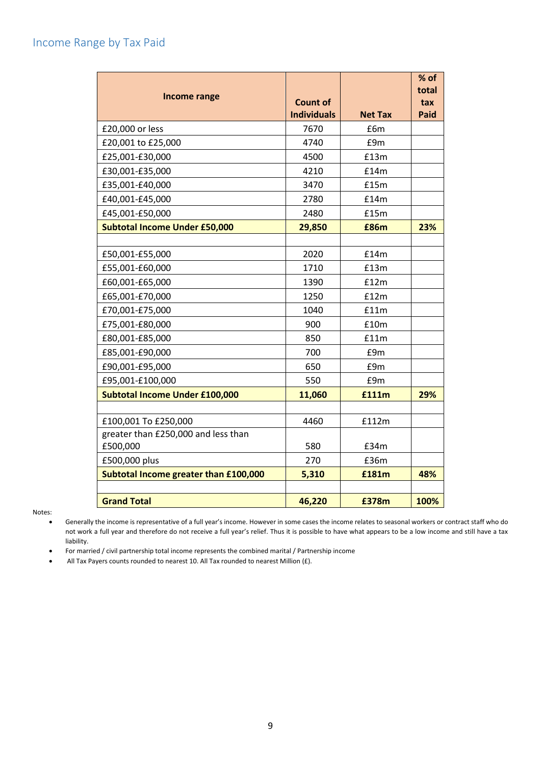## Income Range by Tax Paid

| Income range | Count of Individuals | Net Tax | % of total tax Paid |
|---|---|---|---|
| £20,000 or less | 7670 | £6m | |
| £20,001 to £25,000 | 4740 | £9m | |
| £25,001-£30,000 | 4500 | £13m | |
| £30,001-£35,000 | 4210 | £14m | |
| £35,001-£40,000 | 3470 | £15m | |
| £40,001-£45,000 | 2780 | £14m | |
| £45,001-£50,000 | 2480 | £15m | |
| **Subtotal Income Under £50,000** | **29,850** | **£86m** | **23%** |
| | | | |
| £50,001-£55,000 | 2020 | £14m | |
| £55,001-£60,000 | 1710 | £13m | |
| £60,001-£65,000 | 1390 | £12m | |
| £65,001-£70,000 | 1250 | £12m | |
| £70,001-£75,000 | 1040 | £11m | |
| £75,001-£80,000 | 900 | £10m | |
| £80,001-£85,000 | 850 | £11m | |
| £85,001-£90,000 | 700 | £9m | |
| £90,001-£95,000 | 650 | £9m | |
| £95,001-£100,000 | 550 | £9m | |
| **Subtotal Income Under £100,000** | **11,060** | **£111m** | **29%** |
| | | | |
| £100,001 To £250,000 | 4460 | £112m | |
| greater than £250,000 and less than £500,000 | 580 | £34m | |
| £500,000 plus | 270 | £36m | |
| **Subtotal Income greater than £100,000** | **5,310** | **£181m** | **48%** |
| | | | |
| **Grand Total** | **46,220** | **£378m** | **100%** |

Notes:

- Generally the income is representative of a full year's income. However in some cases the income relates to seasonal workers or contract staff who do not work a full year and therefore do not receive a full year's relief. Thus it is possible to have what appears to be a low income and still have a tax liability.
- For married / civil partnership total income represents the combined marital / Partnership income
- All Tax Payers counts rounded to nearest 10. All Tax rounded to nearest Million (£).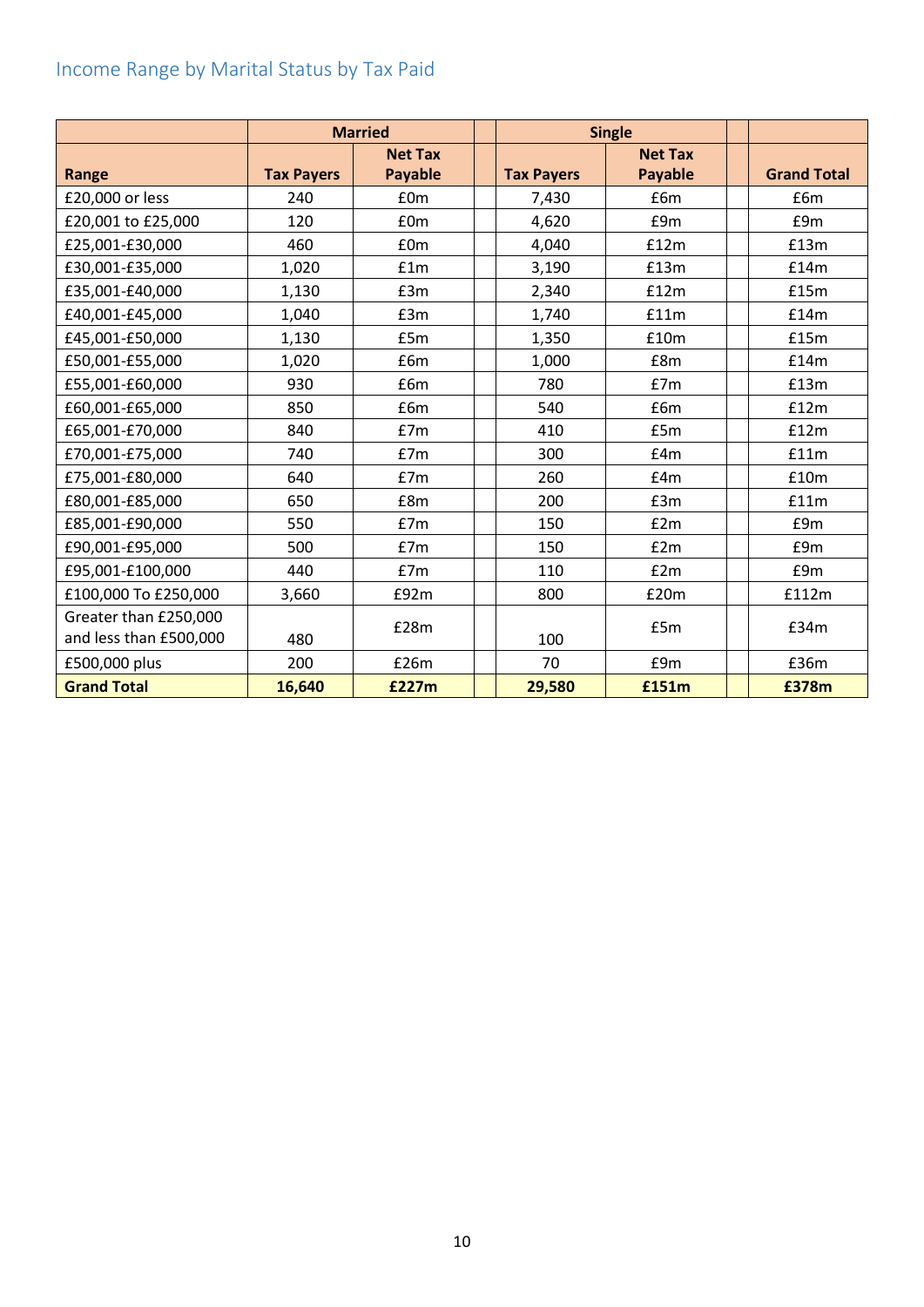## Income Range by Marital Status by Tax Paid

| | Married | | | Single | | | |
|---|---|---|---|---|---|---|---|
| **Range** | **Tax Payers** | **Net Tax Payable** | | **Tax Payers** | **Net Tax Payable** | | **Grand Total** |
| £20,000 or less | 240 | £0m | | 7,430 | £6m | | £6m |
| £20,001 to £25,000 | 120 | £0m | | 4,620 | £9m | | £9m |
| £25,001-£30,000 | 460 | £0m | | 4,040 | £12m | | £13m |
| £30,001-£35,000 | 1,020 | £1m | | 3,190 | £13m | | £14m |
| £35,001-£40,000 | 1,130 | £3m | | 2,340 | £12m | | £15m |
| £40,001-£45,000 | 1,040 | £3m | | 1,740 | £11m | | £14m |
| £45,001-£50,000 | 1,130 | £5m | | 1,350 | £10m | | £15m |
| £50,001-£55,000 | 1,020 | £6m | | 1,000 | £8m | | £14m |
| £55,001-£60,000 | 930 | £6m | | 780 | £7m | | £13m |
| £60,001-£65,000 | 850 | £6m | | 540 | £6m | | £12m |
| £65,001-£70,000 | 840 | £7m | | 410 | £5m | | £12m |
| £70,001-£75,000 | 740 | £7m | | 300 | £4m | | £11m |
| £75,001-£80,000 | 640 | £7m | | 260 | £4m | | £10m |
| £80,001-£85,000 | 650 | £8m | | 200 | £3m | | £11m |
| £85,001-£90,000 | 550 | £7m | | 150 | £2m | | £9m |
| £90,001-£95,000 | 500 | £7m | | 150 | £2m | | £9m |
| £95,001-£100,000 | 440 | £7m | | 110 | £2m | | £9m |
| £100,000 To £250,000 | 3,660 | £92m | | 800 | £20m | | £112m |
| Greater than £250,000 and less than £500,000 | 480 | £28m | | 100 | £5m | | £34m |
| £500,000 plus | 200 | £26m | | 70 | £9m | | £36m |
| **Grand Total** | **16,640** | **£227m** | | **29,580** | **£151m** | | **£378m** |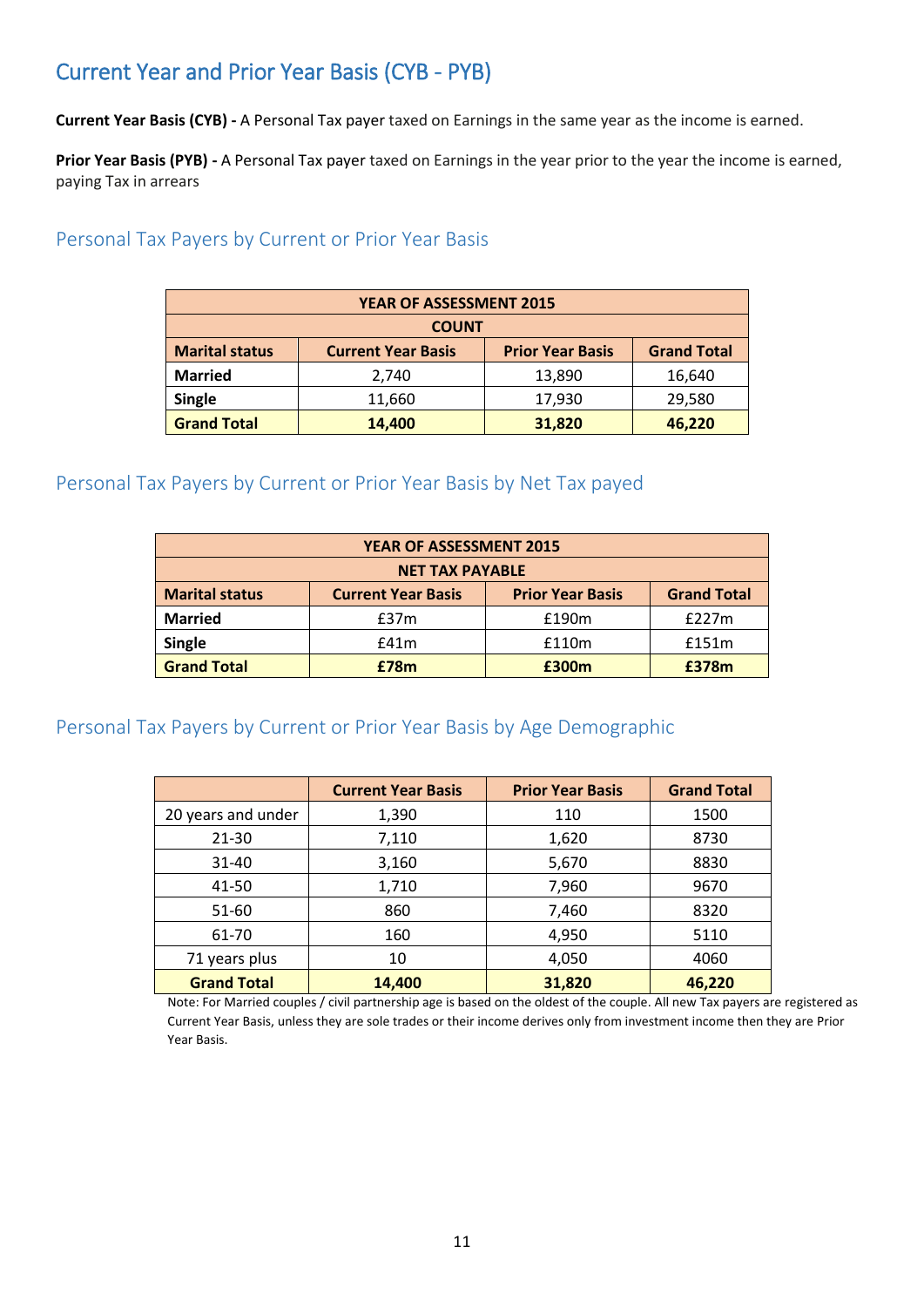# Current Year and Prior Year Basis (CYB - PYB)

**Current Year Basis (CYB) -** A Personal Tax payer taxed on Earnings in the same year as the income is earned.

**Prior Year Basis (PYB) -** A Personal Tax payer taxed on Earnings in the year prior to the year the income is earned, paying Tax in arrears

## Personal Tax Payers by Current or Prior Year Basis

| YEAR OF ASSESSMENT 2015 | | | |
|---|---|---|---|
| **COUNT** | | | |
| **Marital status** | **Current Year Basis** | **Prior Year Basis** | **Grand Total** |
| **Married** | 2,740 | 13,890 | 16,640 |
| **Single** | 11,660 | 17,930 | 29,580 |
| **Grand Total** | **14,400** | **31,820** | **46,220** |

## Personal Tax Payers by Current or Prior Year Basis by Net Tax payed

| YEAR OF ASSESSMENT 2015 | | | |
|---|---|---|---|
| **NET TAX PAYABLE** | | | |
| **Marital status** | **Current Year Basis** | **Prior Year Basis** | **Grand Total** |
| **Married** | £37m | £190m | £227m |
| **Single** | £41m | £110m | £151m |
| **Grand Total** | **£78m** | **£300m** | **£378m** |

## Personal Tax Payers by Current or Prior Year Basis by Age Demographic

| | **Current Year Basis** | **Prior Year Basis** | **Grand Total** |
|---|---|---|---|
| 20 years and under | 1,390 | 110 | 1500 |
| 21-30 | 7,110 | 1,620 | 8730 |
| 31-40 | 3,160 | 5,670 | 8830 |
| 41-50 | 1,710 | 7,960 | 9670 |
| 51-60 | 860 | 7,460 | 8320 |
| 61-70 | 160 | 4,950 | 5110 |
| 71 years plus | 10 | 4,050 | 4060 |
| **Grand Total** | **14,400** | **31,820** | **46,220** |

Note: For Married couples / civil partnership age is based on the oldest of the couple. All new Tax payers are registered as Current Year Basis, unless they are sole trades or their income derives only from investment income then they are Prior Year Basis.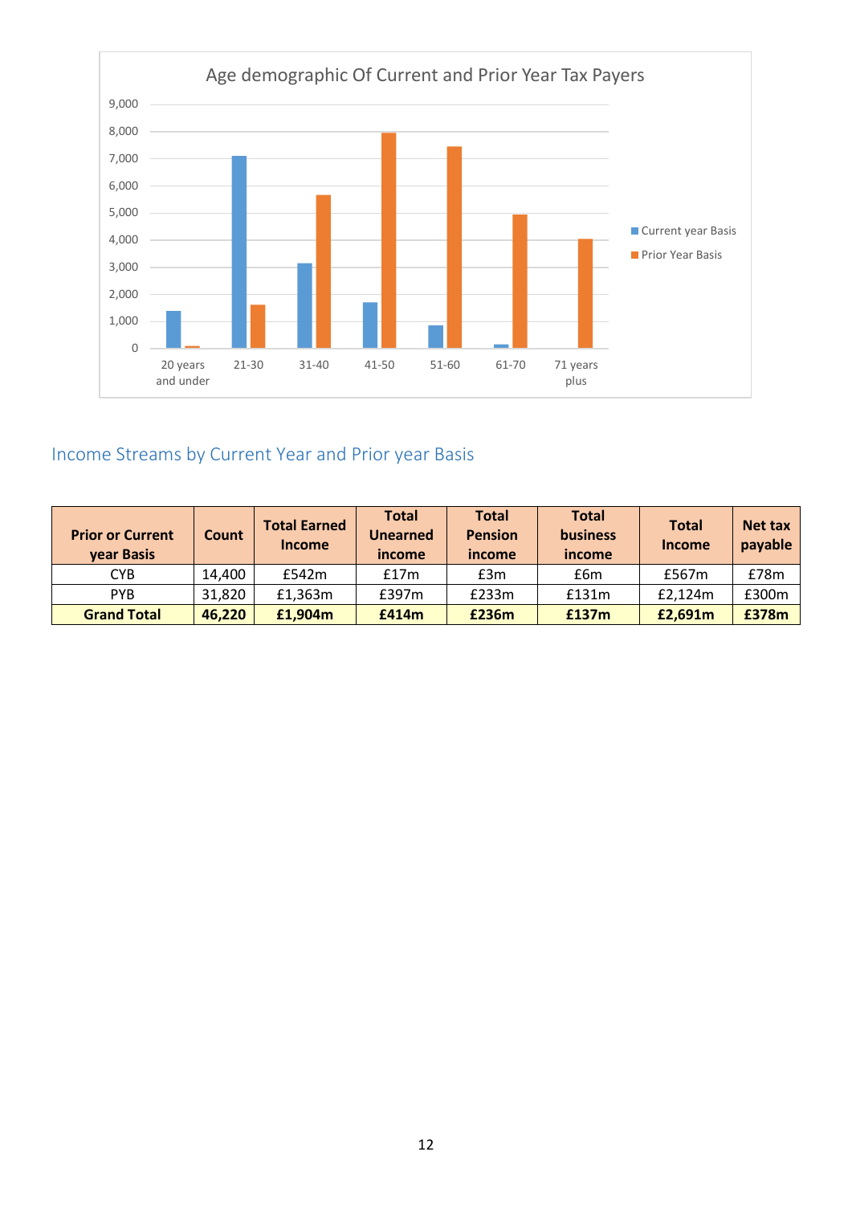Age demographic Of Current and Prior Year Tax Payers

## Income Streams by Current Year and Prior year Basis

| Prior or Current year Basis | Count | Total Earned Income | Total Unearned income | Total Pension income | Total business income | Total Income | Net tax payable |
|---|---|---|---|---|---|---|---|
| CYB | 14,400 | £542m | £17m | £3m | £6m | £567m | £78m |
| PYB | 31,820 | £1,363m | £397m | £233m | £131m | £2,124m | £300m |
| **Grand Total** | **46,220** | **£1,904m** | **£414m** | **£236m** | **£137m** | **£2,691m** | **£378m** |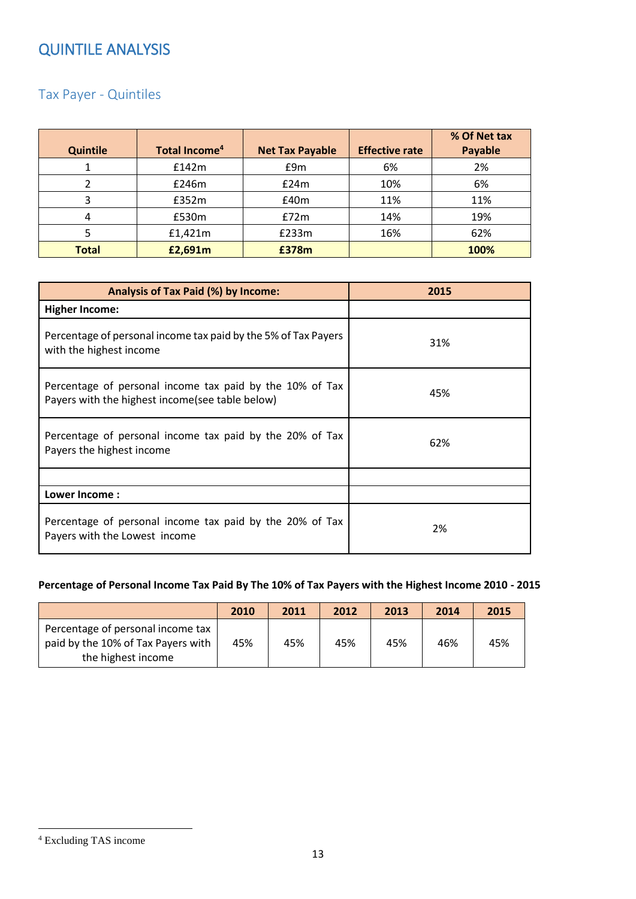# QUINTILE ANALYSIS

## Tax Payer - Quintiles

| Quintile | Total Income[4] | Net Tax Payable | Effective rate | % Of Net tax Payable |
|---|---|---|---|---|
| 1 | £142m | £9m | 6% | 2% |
| 2 | £246m | £24m | 10% | 6% |
| 3 | £352m | £40m | 11% | 11% |
| 4 | £530m | £72m | 14% | 19% |
| 5 | £1,421m | £233m | 16% | 62% |
| **Total** | **£2,691m** | **£378m** | | **100%** |

| Analysis of Tax Paid (%) by Income: | 2015 |
|---|---|
| **Higher Income:** | |
| Percentage of personal income tax paid by the 5% of Tax Payers with the highest income | 31% |
| Percentage of personal income tax paid by the 10% of Tax Payers with the highest income(see table below) | 45% |
| Percentage of personal income tax paid by the 20% of Tax Payers the highest income | 62% |
| | |
| **Lower Income :** | |
| Percentage of personal income tax paid by the 20% of Tax Payers with the Lowest income | 2% |

**Percentage of Personal Income Tax Paid By The 10% of Tax Payers with the Highest Income 2010 - 2015**

| | 2010 | 2011 | 2012 | 2013 | 2014 | 2015 |
|---|---|---|---|---|---|---|
| Percentage of personal income tax paid by the 10% of Tax Payers with the highest income | 45% | 45% | 45% | 45% | 46% | 45% |

[4] Excluding TAS income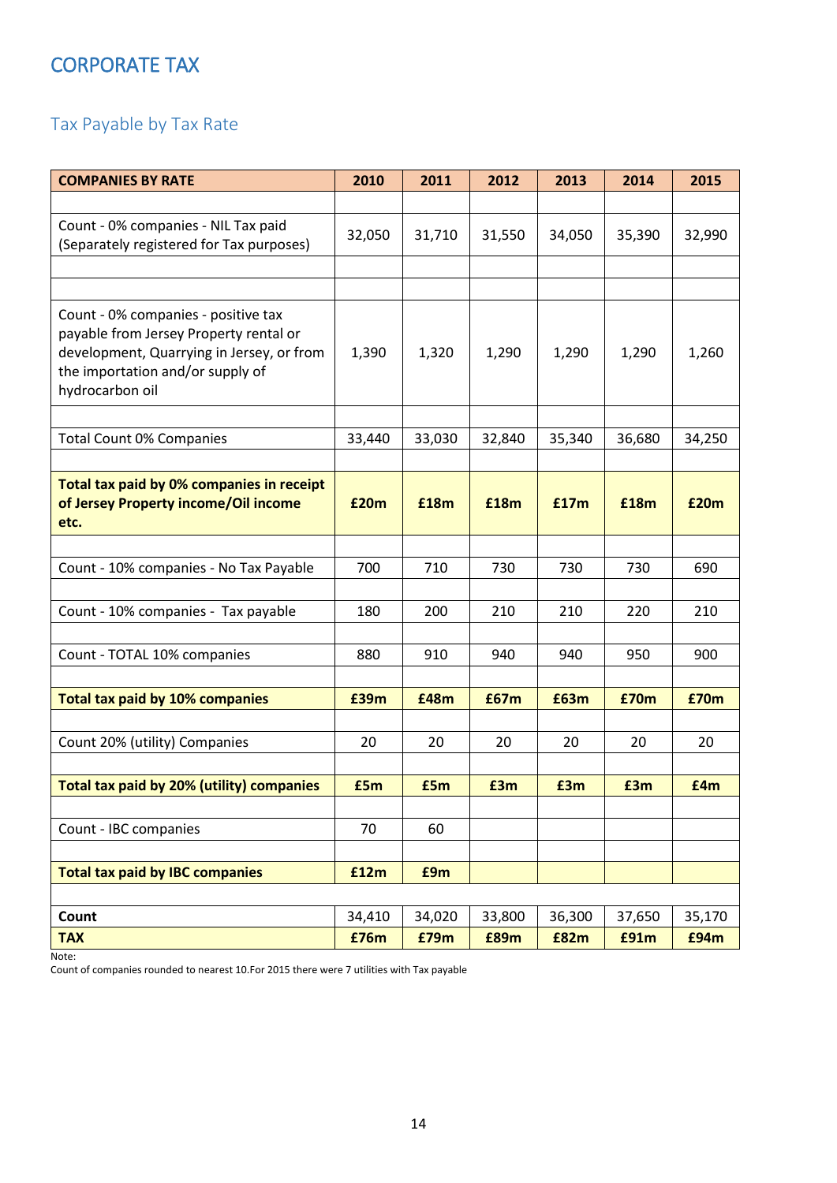# CORPORATE TAX

## Tax Payable by Tax Rate

| COMPANIES BY RATE | 2010 | 2011 | 2012 | 2013 | 2014 | 2015 |
|---|---|---|---|---|---|---|
| Count - 0% companies - NIL Tax paid (Separately registered for Tax purposes) | 32,050 | 31,710 | 31,550 | 34,050 | 35,390 | 32,990 |
| Count - 0% companies - positive tax payable from Jersey Property rental or development, Quarrying in Jersey, or from the importation and/or supply of hydrocarbon oil | 1,390 | 1,320 | 1,290 | 1,290 | 1,290 | 1,260 |
| Total Count 0% Companies | 33,440 | 33,030 | 32,840 | 35,340 | 36,680 | 34,250 |
| **Total tax paid by 0% companies in receipt of Jersey Property income/Oil income etc.** | **£20m** | **£18m** | **£18m** | **£17m** | **£18m** | **£20m** |
| Count - 10% companies - No Tax Payable | 700 | 710 | 730 | 730 | 730 | 690 |
| Count - 10% companies - Tax payable | 180 | 200 | 210 | 210 | 220 | 210 |
| Count - TOTAL 10% companies | 880 | 910 | 940 | 940 | 950 | 900 |
| **Total tax paid by 10% companies** | **£39m** | **£48m** | **£67m** | **£63m** | **£70m** | **£70m** |
| Count 20% (utility) Companies | 20 | 20 | 20 | 20 | 20 | 20 |
| **Total tax paid by 20% (utility) companies** | **£5m** | **£5m** | **£3m** | **£3m** | **£3m** | **£4m** |
| Count - IBC companies | 70 | 60 | | | | |
| **Total tax paid by IBC companies** | **£12m** | **£9m** | | | | |
| **Count** | 34,410 | 34,020 | 33,800 | 36,300 | 37,650 | 35,170 |
| **TAX** | **£76m** | **£79m** | **£89m** | **£82m** | **£91m** | **£94m** |

Note:
Count of companies rounded to nearest 10.For 2015 there were 7 utilities with Tax payable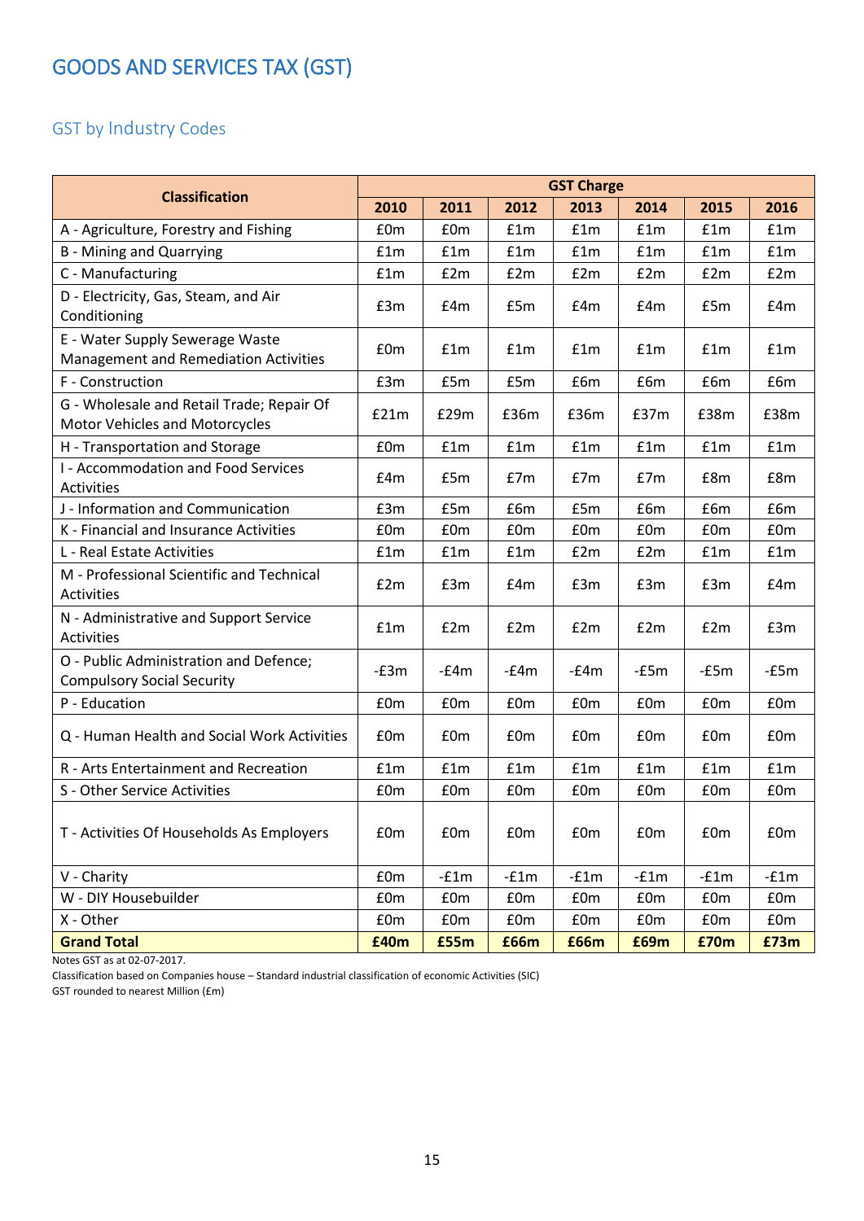# GOODS AND SERVICES TAX (GST)

## GST by Industry Codes

| Classification | GST Charge | | | | | | |
|---|---|---|---|---|---|---|---|
| | 2010 | 2011 | 2012 | 2013 | 2014 | 2015 | 2016 |
| A - Agriculture, Forestry and Fishing | £0m | £0m | £1m | £1m | £1m | £1m | £1m |
| B - Mining and Quarrying | £1m | £1m | £1m | £1m | £1m | £1m | £1m |
| C - Manufacturing | £1m | £2m | £2m | £2m | £2m | £2m | £2m |
| D - Electricity, Gas, Steam, and Air Conditioning | £3m | £4m | £5m | £4m | £4m | £5m | £4m |
| E - Water Supply Sewerage Waste Management and Remediation Activities | £0m | £1m | £1m | £1m | £1m | £1m | £1m |
| F - Construction | £3m | £5m | £5m | £6m | £6m | £6m | £6m |
| G - Wholesale and Retail Trade; Repair Of Motor Vehicles and Motorcycles | £21m | £29m | £36m | £36m | £37m | £38m | £38m |
| H - Transportation and Storage | £0m | £1m | £1m | £1m | £1m | £1m | £1m |
| I - Accommodation and Food Services Activities | £4m | £5m | £7m | £7m | £7m | £8m | £8m |
| J - Information and Communication | £3m | £5m | £6m | £5m | £6m | £6m | £6m |
| K - Financial and Insurance Activities | £0m | £0m | £0m | £0m | £0m | £0m | £0m |
| L - Real Estate Activities | £1m | £1m | £1m | £2m | £2m | £1m | £1m |
| M - Professional Scientific and Technical Activities | £2m | £3m | £4m | £3m | £3m | £3m | £4m |
| N - Administrative and Support Service Activities | £1m | £2m | £2m | £2m | £2m | £2m | £3m |
| O - Public Administration and Defence; Compulsory Social Security | -£3m | -£4m | -£4m | -£4m | -£5m | -£5m | -£5m |
| P - Education | £0m | £0m | £0m | £0m | £0m | £0m | £0m |
| Q - Human Health and Social Work Activities | £0m | £0m | £0m | £0m | £0m | £0m | £0m |
| R - Arts Entertainment and Recreation | £1m | £1m | £1m | £1m | £1m | £1m | £1m |
| S - Other Service Activities | £0m | £0m | £0m | £0m | £0m | £0m | £0m |
| T - Activities Of Households As Employers | £0m | £0m | £0m | £0m | £0m | £0m | £0m |
| V - Charity | £0m | -£1m | -£1m | -£1m | -£1m | -£1m | -£1m |
| W - DIY Housebuilder | £0m | £0m | £0m | £0m | £0m | £0m | £0m |
| X - Other | £0m | £0m | £0m | £0m | £0m | £0m | £0m |
| **Grand Total** | **£40m** | **£55m** | **£66m** | **£66m** | **£69m** | **£70m** | **£73m** |

Notes GST as at 02-07-2017.
Classification based on Companies house – Standard industrial classification of economic Activities (SIC)
GST rounded to nearest Million (£m)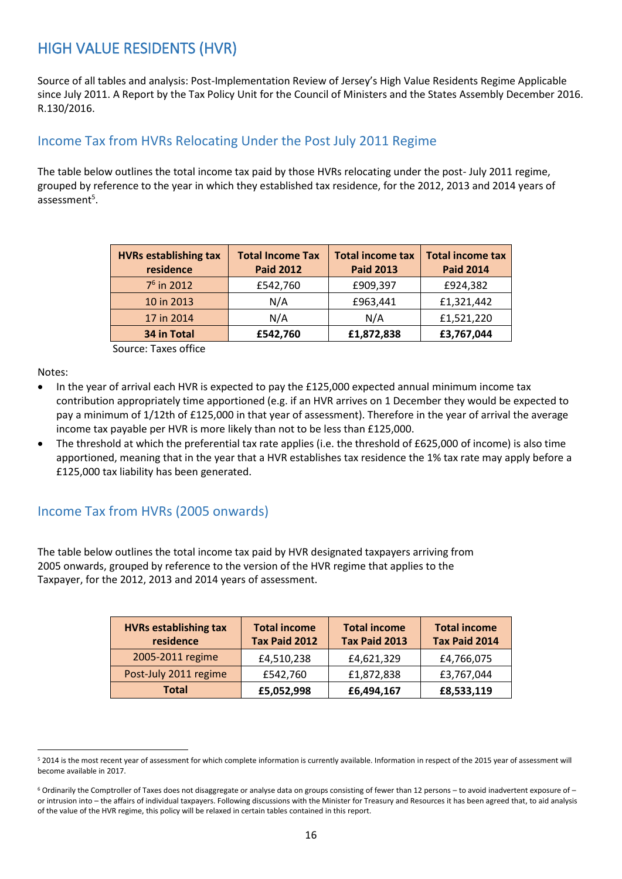## HIGH VALUE RESIDENTS (HVR)

Source of all tables and analysis: Post-Implementation Review of Jersey's High Value Residents Regime Applicable since July 2011. A Report by the Tax Policy Unit for the Council of Ministers and the States Assembly December 2016. R.130/2016.

### Income Tax from HVRs Relocating Under the Post July 2011 Regime

The table below outlines the total income tax paid by those HVRs relocating under the post- July 2011 regime, grouped by reference to the year in which they established tax residence, for the 2012, 2013 and 2014 years of assessment[5].

| HVRs establishing tax residence | Total Income Tax Paid 2012 | Total income tax Paid 2013 | Total income tax Paid 2014 |
|---|---|---|---|
| 7[6] in 2012 | £542,760 | £909,397 | £924,382 |
| 10 in 2013 | N/A | £963,441 | £1,321,442 |
| 17 in 2014 | N/A | N/A | £1,521,220 |
| **34 in Total** | **£542,760** | **£1,872,838** | **£3,767,044** |

Source: Taxes office

Notes:

- In the year of arrival each HVR is expected to pay the £125,000 expected annual minimum income tax contribution appropriately time apportioned (e.g. if an HVR arrives on 1 December they would be expected to pay a minimum of 1/12th of £125,000 in that year of assessment). Therefore in the year of arrival the average income tax payable per HVR is more likely than not to be less than £125,000.
- The threshold at which the preferential tax rate applies (i.e. the threshold of £625,000 of income) is also time apportioned, meaning that in the year that a HVR establishes tax residence the 1% tax rate may apply before a £125,000 tax liability has been generated.

### Income Tax from HVRs (2005 onwards)

The table below outlines the total income tax paid by HVR designated taxpayers arriving from 2005 onwards, grouped by reference to the version of the HVR regime that applies to the Taxpayer, for the 2012, 2013 and 2014 years of assessment.

| HVRs establishing tax residence | Total income Tax Paid 2012 | Total income Tax Paid 2013 | Total income Tax Paid 2014 |
|---|---|---|---|
| 2005-2011 regime | £4,510,238 | £4,621,329 | £4,766,075 |
| Post-July 2011 regime | £542,760 | £1,872,838 | £3,767,044 |
| **Total** | **£5,052,998** | **£6,494,167** | **£8,533,119** |

[5] 2014 is the most recent year of assessment for which complete information is currently available. Information in respect of the 2015 year of assessment will become available in 2017.

[6] Ordinarily the Comptroller of Taxes does not disaggregate or analyse data on groups consisting of fewer than 12 persons – to avoid inadvertent exposure of – or intrusion into – the affairs of individual taxpayers. Following discussions with the Minister for Treasury and Resources it has been agreed that, to aid analysis of the value of the HVR regime, this policy will be relaxed in certain tables contained in this report.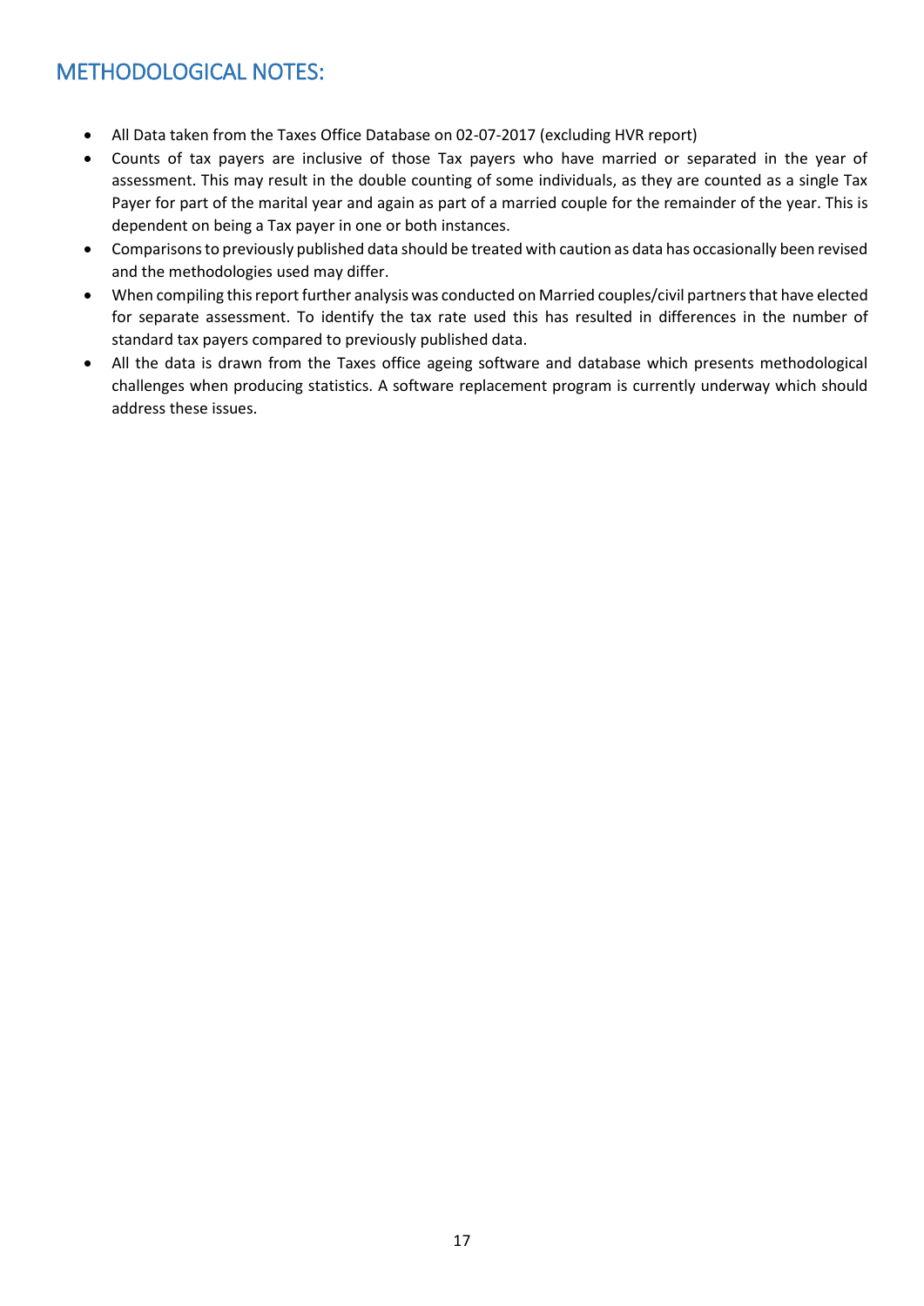## METHODOLOGICAL NOTES:

- All Data taken from the Taxes Office Database on 02-07-2017 (excluding HVR report)
- Counts of tax payers are inclusive of those Tax payers who have married or separated in the year of assessment. This may result in the double counting of some individuals, as they are counted as a single Tax Payer for part of the marital year and again as part of a married couple for the remainder of the year. This is dependent on being a Tax payer in one or both instances.
- Comparisons to previously published data should be treated with caution as data has occasionally been revised and the methodologies used may differ.
- When compiling this report further analysis was conducted on Married couples/civil partners that have elected for separate assessment. To identify the tax rate used this has resulted in differences in the number of standard tax payers compared to previously published data.
- All the data is drawn from the Taxes office ageing software and database which presents methodological challenges when producing statistics. A software replacement program is currently underway which should address these issues.